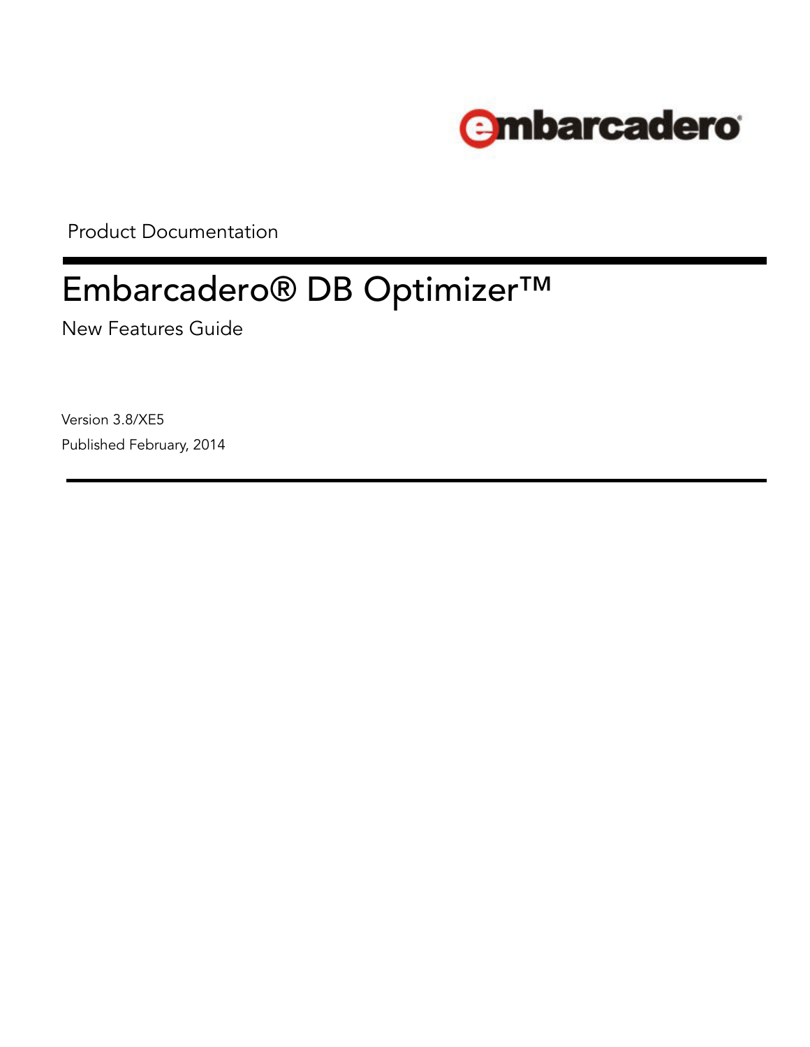embarcadero

Product Documentation

# Embarcadero® DB Optimizer™

New Features Guide

Version 3.8/XE5

Published February, 2014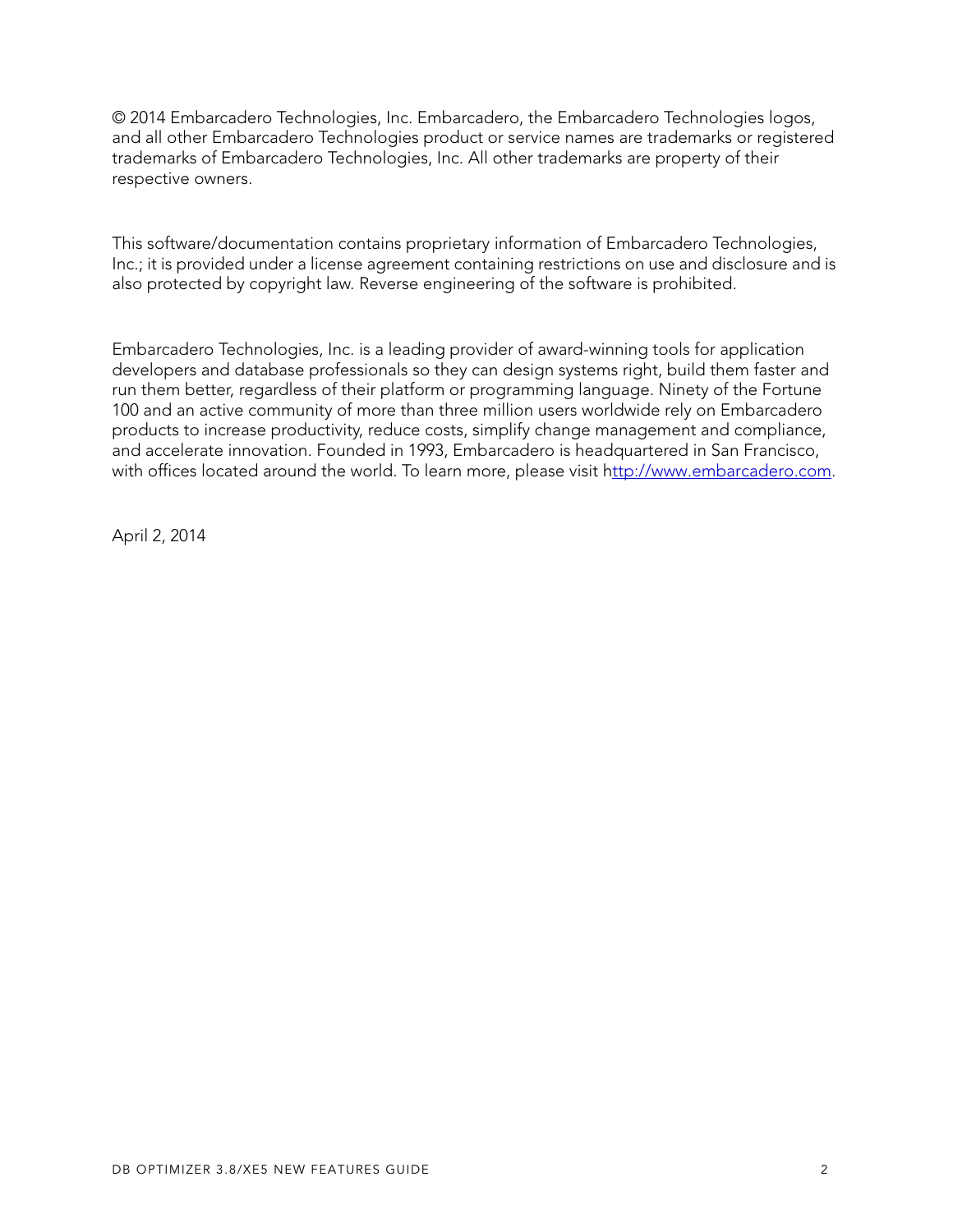© 2014 Embarcadero Technologies, Inc. Embarcadero, the Embarcadero Technologies logos, and all other Embarcadero Technologies product or service names are trademarks or registered trademarks of Embarcadero Technologies, Inc. All other trademarks are property of their respective owners.

This software/documentation contains proprietary information of Embarcadero Technologies, Inc.; it is provided under a license agreement containing restrictions on use and disclosure and is also protected by copyright law. Reverse engineering of the software is prohibited.

Embarcadero Technologies, Inc. is a leading provider of award-winning tools for application developers and database professionals so they can design systems right, build them faster and run them better, regardless of their platform or programming language. Ninety of the Fortune 100 and an active community of more than three million users worldwide rely on Embarcadero products to increase productivity, reduce costs, simplify change management and compliance, and accelerate innovation. Founded in 1993, Embarcadero is headquartered in San Francisco, with offices located around the world. To learn more, please visit [http://www.embarcadero.com](http://www.embarcadero.com).

April 2, 2014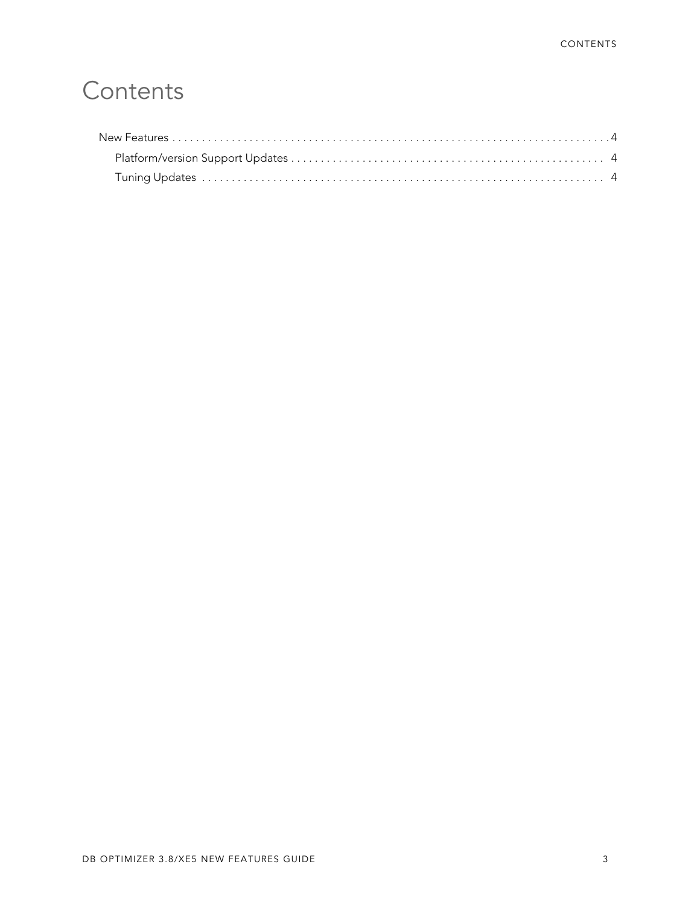# Contents

- New Features . . . . . . . . . . . . . . . . . . . . . . . . . . . . . . . . . . . . . . . . . . . . . . . . . . . . . . . . . . . . . . . . . . . . . . . . . 4
  - Platform/version Support Updates . . . . . . . . . . . . . . . . . . . . . . . . . . . . . . . . . . . . . . . . . . . . . . . . . . . . 4
  - Tuning Updates . . . . . . . . . . . . . . . . . . . . . . . . . . . . . . . . . . . . . . . . . . . . . . . . . . . . . . . . . . . . . . . . . . 4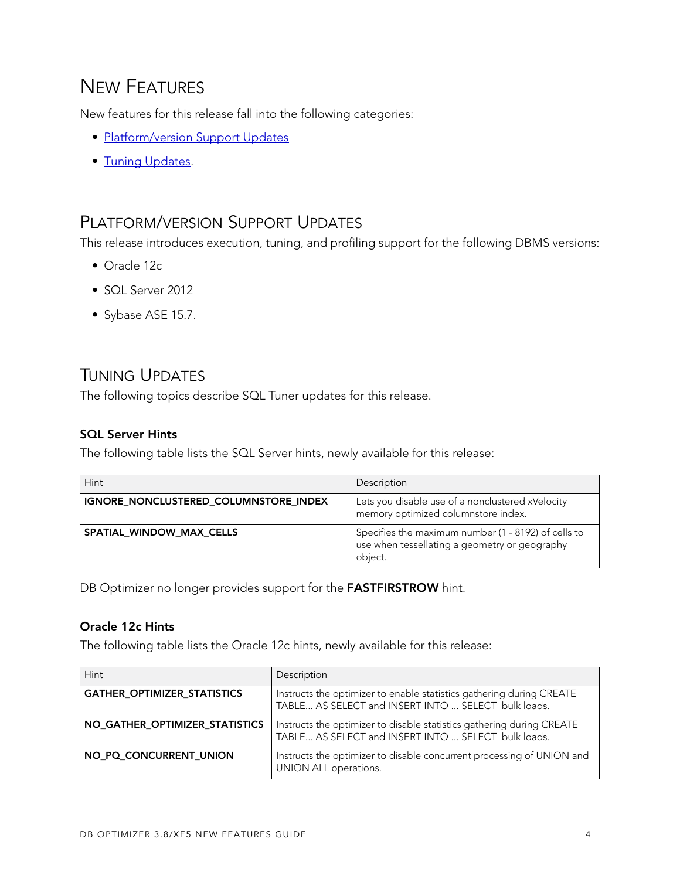# NEW FEATURES

New features for this release fall into the following categories:

- Platform/version Support Updates
- Tuning Updates.

## PLATFORM/VERSION SUPPORT UPDATES

This release introduces execution, tuning, and profiling support for the following DBMS versions:

- Oracle 12c
- SQL Server 2012
- Sybase ASE 15.7.

## TUNING UPDATES

The following topics describe SQL Tuner updates for this release.

### SQL Server Hints

The following table lists the SQL Server hints, newly available for this release:

| Hint | Description |
| --- | --- |
| **IGNORE_NONCLUSTERED_COLUMNSTORE_INDEX** | Lets you disable use of a nonclustered xVelocity memory optimized columnstore index. |
| **SPATIAL_WINDOW_MAX_CELLS** | Specifies the maximum number (1 - 8192) of cells to use when tessellating a geometry or geography object. |

DB Optimizer no longer provides support for the **FASTFIRSTROW** hint.

### Oracle 12c Hints

The following table lists the Oracle 12c hints, newly available for this release:

| Hint | Description |
| --- | --- |
| **GATHER_OPTIMIZER_STATISTICS** | Instructs the optimizer to enable statistics gathering during CREATE TABLE... AS SELECT and INSERT INTO ... SELECT bulk loads. |
| **NO_GATHER_OPTIMIZER_STATISTICS** | Instructs the optimizer to disable statistics gathering during CREATE TABLE... AS SELECT and INSERT INTO ... SELECT bulk loads. |
| **NO_PQ_CONCURRENT_UNION** | Instructs the optimizer to disable concurrent processing of UNION and UNION ALL operations. |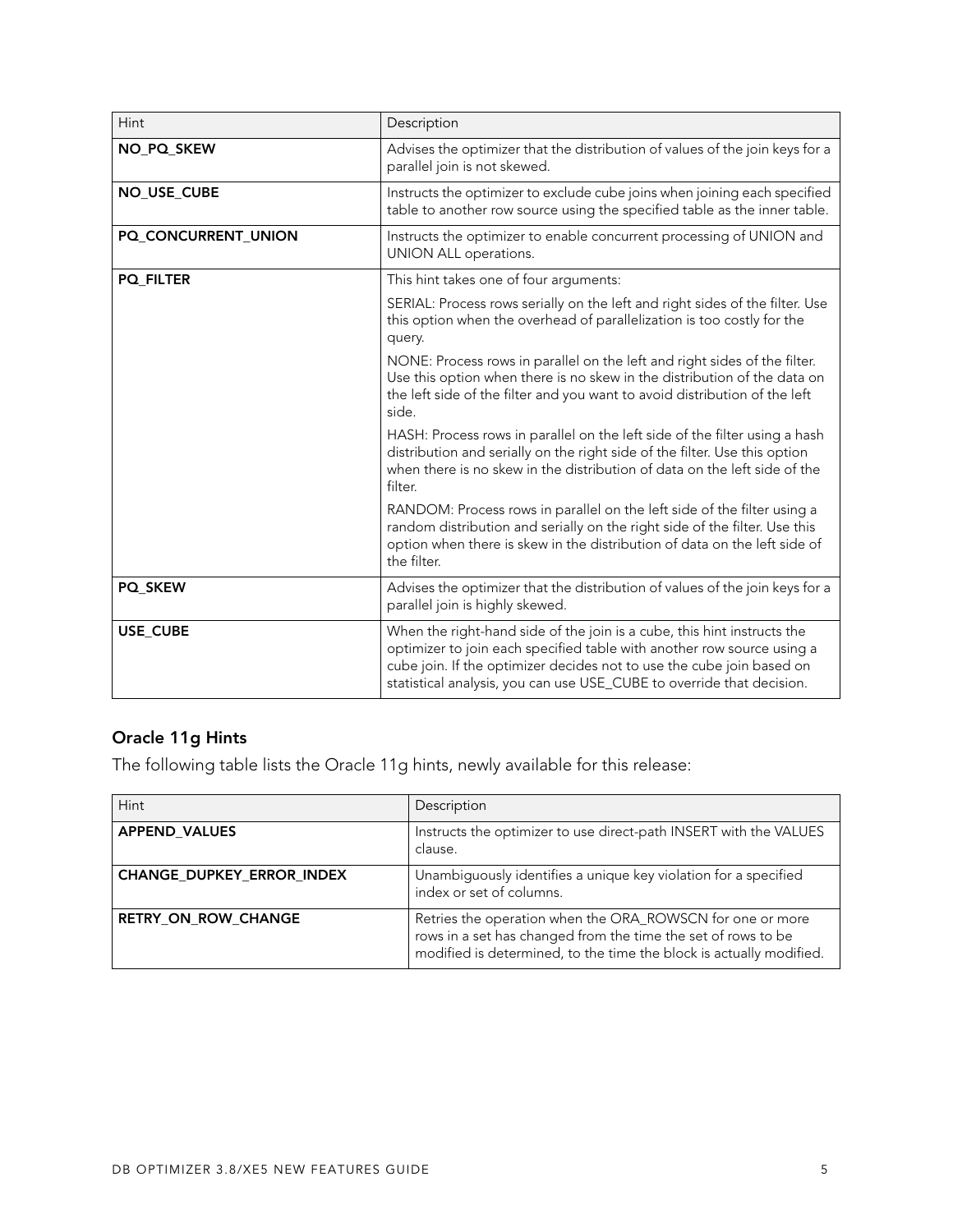| Hint | Description |
|---|---|
| **NO_PQ_SKEW** | Advises the optimizer that the distribution of values of the join keys for a parallel join is not skewed. |
| **NO_USE_CUBE** | Instructs the optimizer to exclude cube joins when joining each specified table to another row source using the specified table as the inner table. |
| **PQ_CONCURRENT_UNION** | Instructs the optimizer to enable concurrent processing of UNION and UNION ALL operations. |
| **PQ_FILTER** | This hint takes one of four arguments:<br><br>SERIAL: Process rows serially on the left and right sides of the filter. Use this option when the overhead of parallelization is too costly for the query.<br><br>NONE: Process rows in parallel on the left and right sides of the filter. Use this option when there is no skew in the distribution of the data on the left side of the filter and you want to avoid distribution of the left side.<br><br>HASH: Process rows in parallel on the left side of the filter using a hash distribution and serially on the right side of the filter. Use this option when there is no skew in the distribution of data on the left side of the filter.<br><br>RANDOM: Process rows in parallel on the left side of the filter using a random distribution and serially on the right side of the filter. Use this option when there is skew in the distribution of data on the left side of the filter. |
| **PQ_SKEW** | Advises the optimizer that the distribution of values of the join keys for a parallel join is highly skewed. |
| **USE_CUBE** | When the right-hand side of the join is a cube, this hint instructs the optimizer to join each specified table with another row source using a cube join. If the optimizer decides not to use the cube join based on statistical analysis, you can use USE_CUBE to override that decision. |

### Oracle 11g Hints

The following table lists the Oracle 11g hints, newly available for this release:

| Hint | Description |
|---|---|
| **APPEND_VALUES** | Instructs the optimizer to use direct-path INSERT with the VALUES clause. |
| **CHANGE_DUPKEY_ERROR_INDEX** | Unambiguously identifies a unique key violation for a specified index or set of columns. |
| **RETRY_ON_ROW_CHANGE** | Retries the operation when the ORA_ROWSCN for one or more rows in a set has changed from the time the set of rows to be modified is determined, to the time the block is actually modified. |